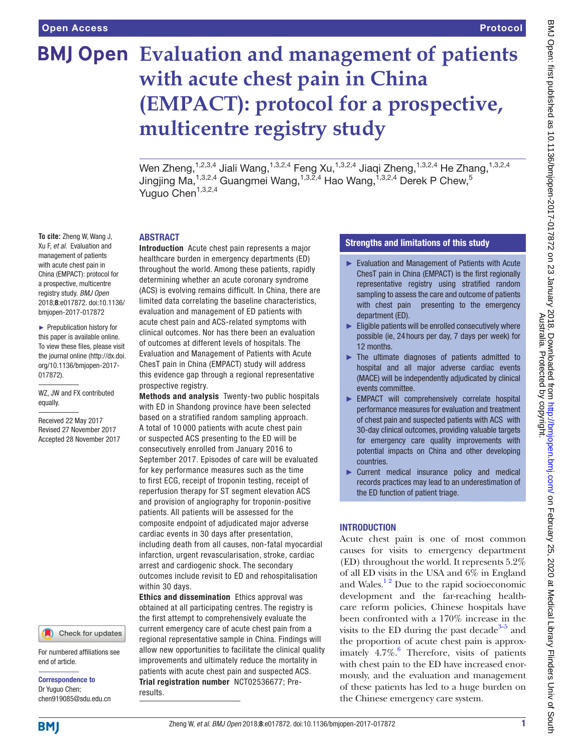# Evaluation and management of patients with acute chest pain in China (EMPACT): protocol for a prospective, multicentre registry study

Wen Zheng,[1,2,3,4] Jiali Wang,[1,3,2,4] Feng Xu,[1,3,2,4] Jiaqi Zheng,[1,3,2,4] He Zhang,[1,3,2,4] Jingjing Ma,[1,3,2,4] Guangmei Wang,[1,3,2,4] Hao Wang,[1,3,2,4] Derek P Chew,[5] Yuguo Chen[1,3,2,4]

**To cite:** Zheng W, Wang J, Xu F, *et al*. Evaluation and management of patients with acute chest pain in China (EMPACT): protocol for a prospective, multicentre registry study. *BMJ Open* 2018;**8**:e017872. doi:10.1136/bmjopen-2017-017872

► Prepublication history for this paper is available online. To view these files, please visit the journal online (http://dx.doi.org/10.1136/bmjopen-2017-017872).

WZ, JW and FX contributed equally.

Received 22 May 2017
Revised 27 November 2017
Accepted 28 November 2017

For numbered affiliations see end of article.

**Correspondence to**
Dr Yuguo Chen;
chen919085@sdu.edu.cn

## ABSTRACT

**Introduction** Acute chest pain represents a major healthcare burden in emergency departments (ED) throughout the world. Among these patients, rapidly determining whether an acute coronary syndrome (ACS) is evolving remains difficult. In China, there are limited data correlating the baseline characteristics, evaluation and management of ED patients with acute chest pain and ACS-related symptoms with clinical outcomes. Nor has there been an evaluation of outcomes at different levels of hospitals. The Evaluation and Management of Patients with Acute ChesT pain in China (EMPACT) study will address this evidence gap through a regional representative prospective registry.

**Methods and analysis** Twenty-two public hospitals with ED in Shandong province have been selected based on a stratified random sampling approach. A total of 10 000 patients with acute chest pain or suspected ACS presenting to the ED will be consecutively enrolled from January 2016 to September 2017. Episodes of care will be evaluated for key performance measures such as the time to first ECG, receipt of troponin testing, receipt of reperfusion therapy for ST segment elevation ACS and provision of angiography for troponin-positive patients. All patients will be assessed for the composite endpoint of adjudicated major adverse cardiac events in 30 days after presentation, including death from all causes, non-fatal myocardial infarction, urgent revascularisation, stroke, cardiac arrest and cardiogenic shock. The secondary outcomes include revisit to ED and rehospitalisation within 30 days.

**Ethics and dissemination** Ethics approval was obtained at all participating centres. The registry is the first attempt to comprehensively evaluate the current emergency care of acute chest pain from a regional representative sample in China. Findings will allow new opportunities to facilitate the clinical quality improvements and ultimately reduce the mortality in patients with acute chest pain and suspected ACS.

**Trial registration number** NCT02536677; Pre-results.

## Strengths and limitations of this study

- ► Evaluation and Management of Patients with Acute ChesT pain in China (EMPACT) is the first regionally representative registry using stratified random sampling to assess the care and outcome of patients with chest pain presenting to the emergency department (ED).
- ► Eligible patients will be enrolled consecutively where possible (ie, 24 hours per day, 7 days per week) for 12 months.
- ► The ultimate diagnoses of patients admitted to hospital and all major adverse cardiac events (MACE) will be independently adjudicated by clinical events committee.
- ► EMPACT will comprehensively correlate hospital performance measures for evaluation and treatment of chest pain and suspected patients with ACS with 30-day clinical outcomes, providing valuable targets for emergency care quality improvements with potential impacts on China and other developing countries.
- ► Current medical insurance policy and medical records practices may lead to an underestimation of the ED function of patient triage.

## INTRODUCTION

Acute chest pain is one of most common causes for visits to emergency department (ED) throughout the world. It represents 5.2% of all ED visits in the USA and 6% in England and Wales.[1,2] Due to the rapid socioeconomic development and the far-reaching healthcare reform policies, Chinese hospitals have been confronted with a 170% increase in the visits to the ED during the past decade[3–5] and the proportion of acute chest pain is approximately 4.7%.[6] Therefore, visits of patients with chest pain to the ED have increased enormously, and the evaluation and management of these patients has led to a huge burden on the Chinese emergency care system.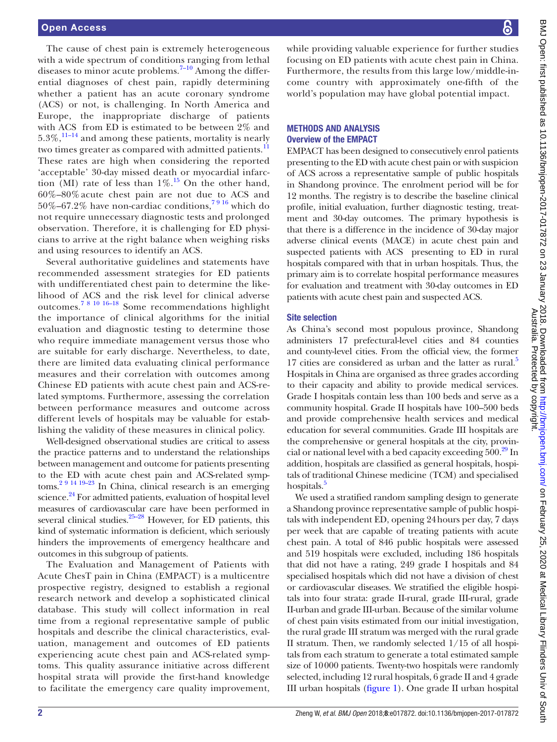The cause of chest pain is extremely heterogeneous with a wide spectrum of conditions ranging from lethal diseases to minor acute problems.[7–10] Among the differential diagnoses of chest pain, rapidly determining whether a patient has an acute coronary syndrome (ACS) or not, is challenging. In North America and Europe, the inappropriate discharge of patients with ACS from ED is estimated to be between 2% and 5.3%,[11–14] and among these patients, mortality is nearly two times greater as compared with admitted patients.[11] These rates are high when considering the reported 'acceptable' 30-day missed death or myocardial infarction (MI) rate of less than 1%.[15] On the other hand, 60%–80% acute chest pain are not due to ACS and 50%–67.2% have non-cardiac conditions,[7 9 16] which do not require unnecessary diagnostic tests and prolonged observation. Therefore, it is challenging for ED physicians to arrive at the right balance when weighing risks and using resources to identify an ACS.

Several authoritative guidelines and statements have recommended assessment strategies for ED patients with undifferentiated chest pain to determine the likelihood of ACS and the risk level for clinical adverse outcomes.[7 8 10 16–18] Some recommendations highlight the importance of clinical algorithms for the initial evaluation and diagnostic testing to determine those who require immediate management versus those who are suitable for early discharge. Nevertheless, to date, there are limited data evaluating clinical performance measures and their correlation with outcomes among Chinese ED patients with acute chest pain and ACS-related symptoms. Furthermore, assessing the correlation between performance measures and outcome across different levels of hospitals may be valuable for establishing the validity of these measures in clinical policy.

Well-designed observational studies are critical to assess the practice patterns and to understand the relationships between management and outcome for patients presenting to the ED with acute chest pain and ACS-related symptoms.[2 9 14 19–23] In China, clinical research is an emerging science.[24] For admitted patients, evaluation of hospital level measures of cardiovascular care have been performed in several clinical studies.[25–28] However, for ED patients, this kind of systematic information is deficient, which seriously hinders the improvements of emergency healthcare and outcomes in this subgroup of patients.

The Evaluation and Management of Patients with Acute ChesT pain in China (EMPACT) is a multicentre prospective registry, designed to establish a regional research network and develop a sophisticated clinical database. This study will collect information in real time from a regional representative sample of public hospitals and describe the clinical characteristics, evaluation, management and outcomes of ED patients experiencing acute chest pain and ACS-related symptoms. This quality assurance initiative across different hospital strata will provide the first-hand knowledge to facilitate the emergency care quality improvement, while providing valuable experience for further studies focusing on ED patients with acute chest pain in China. Furthermore, the results from this large low/middle-income country with approximately one-fifth of the world's population may have global potential impact.

## METHODS AND ANALYSIS

### Overview of the EMPACT

EMPACT has been designed to consecutively enrol patients presenting to the ED with acute chest pain or with suspicion of ACS across a representative sample of public hospitals in Shandong province. The enrolment period will be for 12 months. The registry is to describe the baseline clinical profile, initial evaluation, further diagnostic testing, treatment and 30-day outcomes. The primary hypothesis is that there is a difference in the incidence of 30-day major adverse clinical events (MACE) in acute chest pain and suspected patients with ACS presenting to ED in rural hospitals compared with that in urban hospitals. Thus, the primary aim is to correlate hospital performance measures for evaluation and treatment with 30-day outcomes in ED patients with acute chest pain and suspected ACS.

### Site selection

As China's second most populous province, Shandong administers 17 prefectural-level cities and 84 counties and county-level cities. From the official view, the former 17 cities are considered as urban and the latter as rural.[5] Hospitals in China are organised as three grades according to their capacity and ability to provide medical services. Grade I hospitals contain less than 100 beds and serve as a community hospital. Grade II hospitals have 100–500 beds and provide comprehensive health services and medical education for several communities. Grade III hospitals are the comprehensive or general hospitals at the city, provincial or national level with a bed capacity exceeding 500.[29] In addition, hospitals are classified as general hospitals, hospitals of traditional Chinese medicine (TCM) and specialised hospitals.[5]

We used a stratified random sampling design to generate a Shandong province representative sample of public hospitals with independent ED, opening 24 hours per day, 7 days per week that are capable of treating patients with acute chest pain. A total of 846 public hospitals were assessed and 519 hospitals were excluded, including 186 hospitals that did not have a rating, 249 grade I hospitals and 84 specialised hospitals which did not have a division of chest or cardiovascular diseases. We stratified the eligible hospitals into four strata: grade II-rural, grade III-rural, grade II-urban and grade III-urban. Because of the similar volume of chest pain visits estimated from our initial investigation, the rural grade III stratum was merged with the rural grade II stratum. Then, we randomly selected 1/15 of all hospitals from each stratum to generate a total estimated sample size of 10 000 patients. Twenty-two hospitals were randomly selected, including 12 rural hospitals, 6 grade II and 4 grade III urban hospitals (figure 1). One grade II urban hospital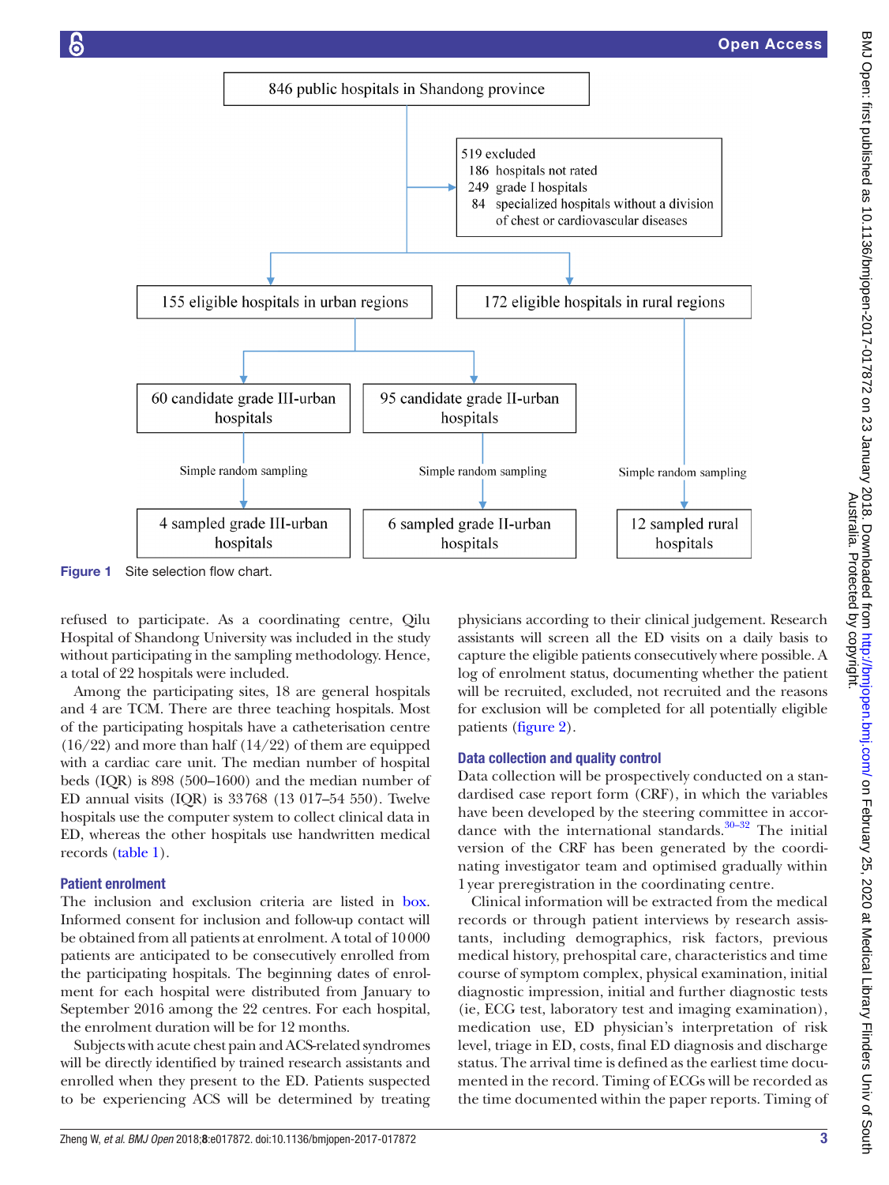846 public hospitals in Shandong province

519 excluded
186 hospitals not rated
249 grade I hospitals
84 specialized hospitals without a division of chest or cardiovascular diseases

155 eligible hospitals in urban regions

172 eligible hospitals in rural regions

60 candidate grade III-urban hospitals

95 candidate grade II-urban hospitals

Simple random sampling

4 sampled grade III-urban hospitals

6 sampled grade II-urban hospitals

12 sampled rural hospitals

**Figure 1** Site selection flow chart.

refused to participate. As a coordinating centre, Qilu Hospital of Shandong University was included in the study without participating in the sampling methodology. Hence, a total of 22 hospitals were included.

Among the participating sites, 18 are general hospitals and 4 are TCM. There are three teaching hospitals. Most of the participating hospitals have a catheterisation centre (16/22) and more than half (14/22) of them are equipped with a cardiac care unit. The median number of hospital beds (IQR) is 898 (500–1600) and the median number of ED annual visits (IQR) is 33 768 (13 017–54 550). Twelve hospitals use the computer system to collect clinical data in ED, whereas the other hospitals use handwritten medical records (table 1).

### Patient enrolment

The inclusion and exclusion criteria are listed in box. Informed consent for inclusion and follow-up contact will be obtained from all patients at enrolment. A total of 10 000 patients are anticipated to be consecutively enrolled from the participating hospitals. The beginning dates of enrolment for each hospital were distributed from January to September 2016 among the 22 centres. For each hospital, the enrolment duration will be for 12 months.

Subjects with acute chest pain and ACS-related syndromes will be directly identified by trained research assistants and enrolled when they present to the ED. Patients suspected to be experiencing ACS will be determined by treating physicians according to their clinical judgement. Research assistants will screen all the ED visits on a daily basis to capture the eligible patients consecutively where possible. A log of enrolment status, documenting whether the patient will be recruited, excluded, not recruited and the reasons for exclusion will be completed for all potentially eligible patients (figure 2).

### Data collection and quality control

Data collection will be prospectively conducted on a standardised case report form (CRF), in which the variables have been developed by the steering committee in accordance with the international standards.[30–32] The initial version of the CRF has been generated by the coordinating investigator team and optimised gradually within 1 year preregistration in the coordinating centre.

Clinical information will be extracted from the medical records or through patient interviews by research assistants, including demographics, risk factors, previous medical history, prehospital care, characteristics and time course of symptom complex, physical examination, initial diagnostic impression, initial and further diagnostic tests (ie, ECG test, laboratory test and imaging examination), medication use, ED physician's interpretation of risk level, triage in ED, costs, final ED diagnosis and discharge status. The arrival time is defined as the earliest time documented in the record. Timing of ECGs will be recorded as the time documented within the paper reports. Timing of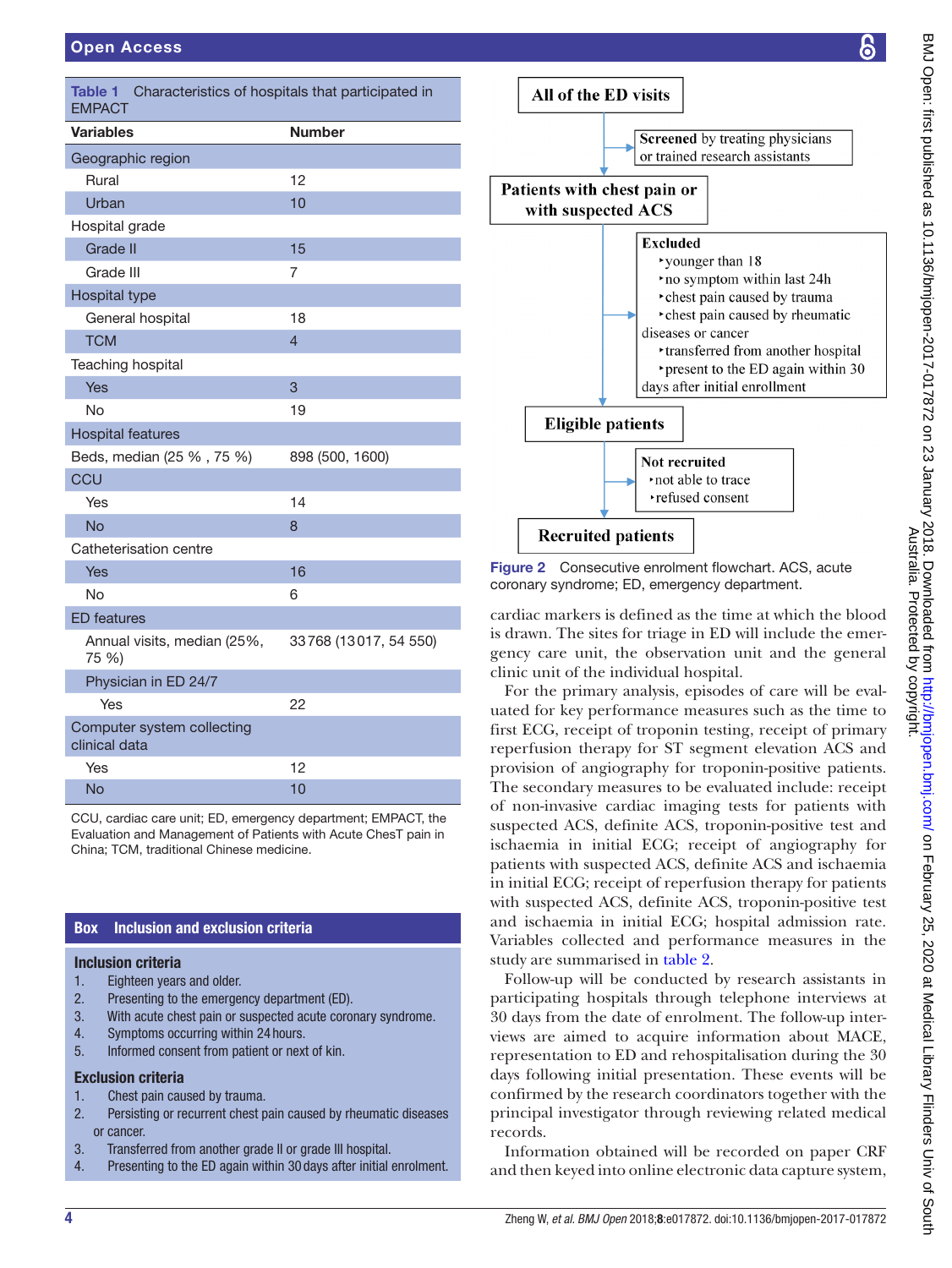**Table 1** Characteristics of hospitals that participated in EMPACT

| Variables | Number |
|---|---|
| Geographic region | |
| Rural | 12 |
| Urban | 10 |
| Hospital grade | |
| Grade II | 15 |
| Grade III | 7 |
| Hospital type | |
| General hospital | 18 |
| TCM | 4 |
| Teaching hospital | |
| Yes | 3 |
| No | 19 |
| Hospital features | |
| Beds, median (25 % , 75 %) | 898 (500, 1600) |
| CCU | |
| Yes | 14 |
| No | 8 |
| Catheterisation centre | |
| Yes | 16 |
| No | 6 |
| ED features | |
| Annual visits, median (25%, 75 %) | 33768 (13017, 54 550) |
| Physician in ED 24/7 | |
| Yes | 22 |
| Computer system collecting clinical data | |
| Yes | 12 |
| No | 10 |

CCU, cardiac care unit; ED, emergency department; EMPACT, the Evaluation and Management of Patients with Acute ChesT pain in China; TCM, traditional Chinese medicine.

**Box Inclusion and exclusion criteria**

**Inclusion criteria**

1. Eighteen years and older.
2. Presenting to the emergency department (ED).
3. With acute chest pain or suspected acute coronary syndrome.
4. Symptoms occurring within 24 hours.
5. Informed consent from patient or next of kin.

**Exclusion criteria**

1. Chest pain caused by trauma.
2. Persisting or recurrent chest pain caused by rheumatic diseases or cancer.
3. Transferred from another grade II or grade III hospital.
4. Presenting to the ED again within 30 days after initial enrolment.

**All of the ED visits** → **Screened** by treating physicians or trained research assistants → **Patients with chest pain or with suspected ACS** → **Excluded**: younger than 18; no symptom within last 24h; chest pain caused by trauma; chest pain caused by rheumatic diseases or cancer; transferred from another hospital; present to the ED again within 30 days after initial enrollment → **Eligible patients** → **Not recruited**: not able to trace; refused consent → **Recruited patients**

Figure 2 Consecutive enrolment flowchart. ACS, acute coronary syndrome; ED, emergency department.

cardiac markers is defined as the time at which the blood is drawn. The sites for triage in ED will include the emergency care unit, the observation unit and the general clinic unit of the individual hospital.

For the primary analysis, episodes of care will be evaluated for key performance measures such as the time to first ECG, receipt of troponin testing, receipt of primary reperfusion therapy for ST segment elevation ACS and provision of angiography for troponin-positive patients. The secondary measures to be evaluated include: receipt of non-invasive cardiac imaging tests for patients with suspected ACS, definite ACS, troponin-positive test and ischaemia in initial ECG; receipt of angiography for patients with suspected ACS, definite ACS and ischaemia in initial ECG; receipt of reperfusion therapy for patients with suspected ACS, definite ACS, troponin-positive test and ischaemia in initial ECG; hospital admission rate. Variables collected and performance measures in the study are summarised in table 2.

Follow-up will be conducted by research assistants in participating hospitals through telephone interviews at 30 days from the date of enrolment. The follow-up interviews are aimed to acquire information about MACE, representation to ED and rehospitalisation during the 30 days following initial presentation. These events will be confirmed by the research coordinators together with the principal investigator through reviewing related medical records.

Information obtained will be recorded on paper CRF and then keyed into online electronic data capture system,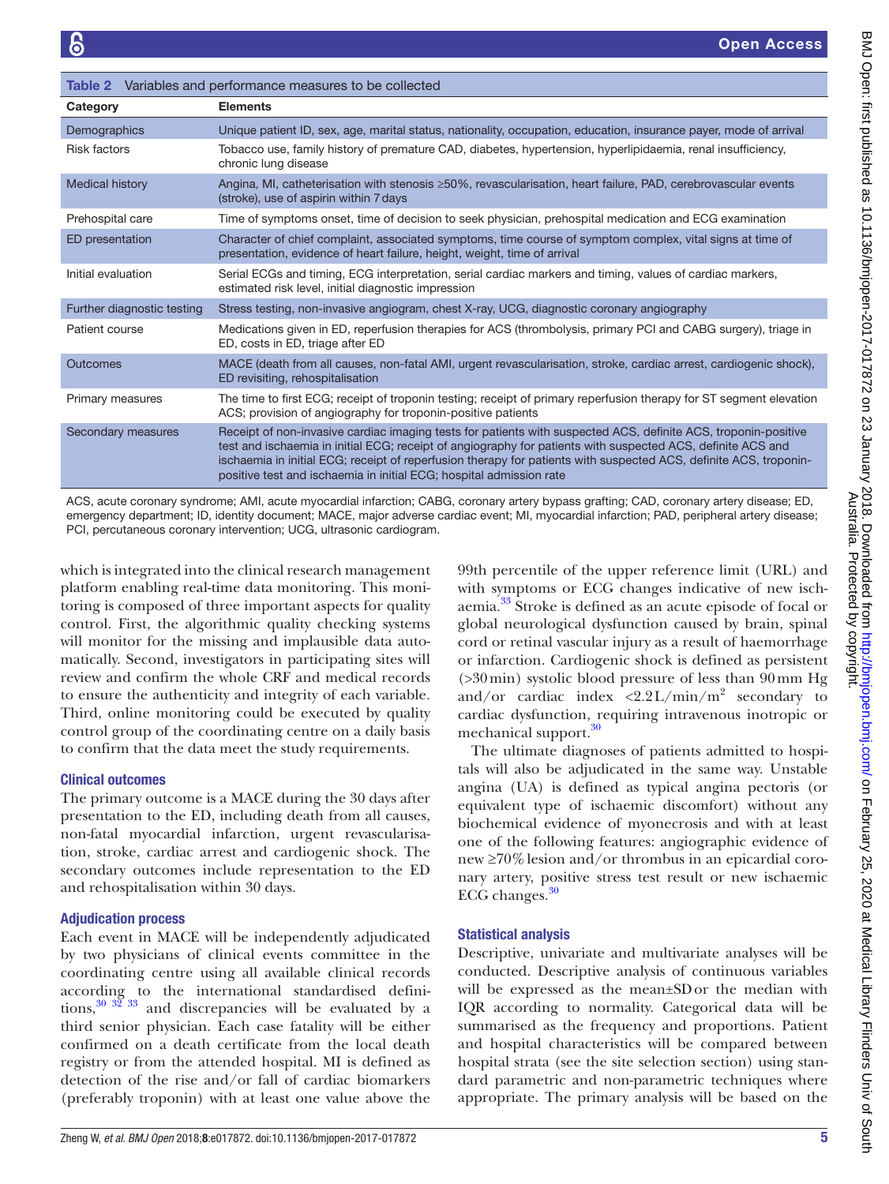**Table 2** Variables and performance measures to be collected

| Category | Elements |
|---|---|
| Demographics | Unique patient ID, sex, age, marital status, nationality, occupation, education, insurance payer, mode of arrival |
| Risk factors | Tobacco use, family history of premature CAD, diabetes, hypertension, hyperlipidaemia, renal insufficiency, chronic lung disease |
| Medical history | Angina, MI, catheterisation with stenosis ≥50%, revascularisation, heart failure, PAD, cerebrovascular events (stroke), use of aspirin within 7 days |
| Prehospital care | Time of symptoms onset, time of decision to seek physician, prehospital medication and ECG examination |
| ED presentation | Character of chief complaint, associated symptoms, time course of symptom complex, vital signs at time of presentation, evidence of heart failure, height, weight, time of arrival |
| Initial evaluation | Serial ECGs and timing, ECG interpretation, serial cardiac markers and timing, values of cardiac markers, estimated risk level, initial diagnostic impression |
| Further diagnostic testing | Stress testing, non-invasive angiogram, chest X-ray, UCG, diagnostic coronary angiography |
| Patient course | Medications given in ED, reperfusion therapies for ACS (thrombolysis, primary PCI and CABG surgery), triage in ED, costs in ED, triage after ED |
| Outcomes | MACE (death from all causes, non-fatal AMI, urgent revascularisation, stroke, cardiac arrest, cardiogenic shock), ED revisiting, rehospitalisation |
| Primary measures | The time to first ECG; receipt of troponin testing; receipt of primary reperfusion therapy for ST segment elevation ACS; provision of angiography for troponin-positive patients |
| Secondary measures | Receipt of non-invasive cardiac imaging tests for patients with suspected ACS, definite ACS, troponin-positive test and ischaemia in initial ECG; receipt of angiography for patients with suspected ACS, definite ACS and ischaemia in initial ECG; receipt of reperfusion therapy for patients with suspected ACS, definite ACS, troponin-positive test and ischaemia in initial ECG; hospital admission rate |

ACS, acute coronary syndrome; AMI, acute myocardial infarction; CABG, coronary artery bypass grafting; CAD, coronary artery disease; ED, emergency department; ID, identity document; MACE, major adverse cardiac event; MI, myocardial infarction; PAD, peripheral artery disease; PCI, percutaneous coronary intervention; UCG, ultrasonic cardiogram.

which is integrated into the clinical research management platform enabling real-time data monitoring. This monitoring is composed of three important aspects for quality control. First, the algorithmic quality checking systems will monitor for the missing and implausible data automatically. Second, investigators in participating sites will review and confirm the whole CRF and medical records to ensure the authenticity and integrity of each variable. Third, online monitoring could be executed by quality control group of the coordinating centre on a daily basis to confirm that the data meet the study requirements.

### Clinical outcomes

The primary outcome is a MACE during the 30 days after presentation to the ED, including death from all causes, non-fatal myocardial infarction, urgent revascularisation, stroke, cardiac arrest and cardiogenic shock. The secondary outcomes include representation to the ED and rehospitalisation within 30 days.

### Adjudication process

Each event in MACE will be independently adjudicated by two physicians of clinical events committee in the coordinating centre using all available clinical records according to the international standardised definitions,[30 32 33] and discrepancies will be evaluated by a third senior physician. Each case fatality will be either confirmed on a death certificate from the local death registry or from the attended hospital. MI is defined as detection of the rise and/or fall of cardiac biomarkers (preferably troponin) with at least one value above the 99th percentile of the upper reference limit (URL) and with symptoms or ECG changes indicative of new ischaemia.[33] Stroke is defined as an acute episode of focal or global neurological dysfunction caused by brain, spinal cord or retinal vascular injury as a result of haemorrhage or infarction. Cardiogenic shock is defined as persistent (>30 min) systolic blood pressure of less than 90 mm Hg and/or cardiac index <2.2 L/min/m$^2$ secondary to cardiac dysfunction, requiring intravenous inotropic or mechanical support.[30]

The ultimate diagnoses of patients admitted to hospitals will also be adjudicated in the same way. Unstable angina (UA) is defined as typical angina pectoris (or equivalent type of ischaemic discomfort) without any biochemical evidence of myonecrosis and with at least one of the following features: angiographic evidence of new ≥70% lesion and/or thrombus in an epicardial coronary artery, positive stress test result or new ischaemic ECG changes.[30]

### Statistical analysis

Descriptive, univariate and multivariate analyses will be conducted. Descriptive analysis of continuous variables will be expressed as the mean±SD or the median with IQR according to normality. Categorical data will be summarised as the frequency and proportions. Patient and hospital characteristics will be compared between hospital strata (see the site selection section) using standard parametric and non-parametric techniques where appropriate. The primary analysis will be based on the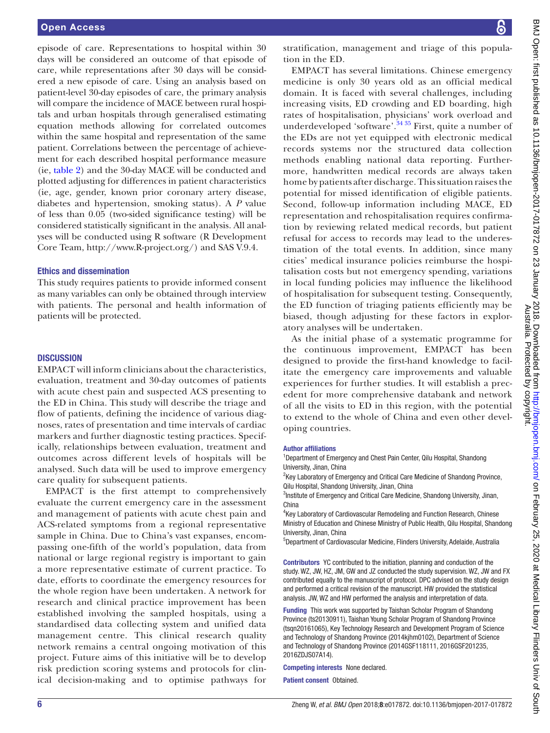episode of care. Representations to hospital within 30 days will be considered an outcome of that episode of care, while representations after 30 days will be considered a new episode of care. Using an analysis based on patient-level 30-day episodes of care, the primary analysis will compare the incidence of MACE between rural hospitals and urban hospitals through generalised estimating equation methods allowing for correlated outcomes within the same hospital and representation of the same patient. Correlations between the percentage of achievement for each described hospital performance measure (ie, table 2) and the 30-day MACE will be conducted and plotted adjusting for differences in patient characteristics (ie, age, gender, known prior coronary artery disease, diabetes and hypertension, smoking status). A *P* value of less than 0.05 (two-sided significance testing) will be considered statistically significant in the analysis. All analyses will be conducted using R software (R Development Core Team, http://www.R-project.org/) and SAS V.9.4.

## Ethics and dissemination

This study requires patients to provide informed consent as many variables can only be obtained through interview with patients. The personal and health information of patients will be protected.

## DISCUSSION

EMPACT will inform clinicians about the characteristics, evaluation, treatment and 30-day outcomes of patients with acute chest pain and suspected ACS presenting to the ED in China. This study will describe the triage and flow of patients, defining the incidence of various diagnoses, rates of presentation and time intervals of cardiac markers and further diagnostic testing practices. Specifically, relationships between evaluation, treatment and outcomes across different levels of hospitals will be analysed. Such data will be used to improve emergency care quality for subsequent patients.

EMPACT is the first attempt to comprehensively evaluate the current emergency care in the assessment and management of patients with acute chest pain and ACS-related symptoms from a regional representative sample in China. Due to China's vast expanses, encompassing one-fifth of the world's population, data from national or large regional registry is important to gain a more representative estimate of current practice. To date, efforts to coordinate the emergency resources for the whole region have been undertaken. A network for research and clinical practice improvement has been established involving the sampled hospitals, using a standardised data collecting system and unified data management centre. This clinical research quality network remains a central ongoing motivation of this project. Future aims of this initiative will be to develop risk prediction scoring systems and protocols for clinical decision-making and to optimise pathways for stratification, management and triage of this population in the ED.

EMPACT has several limitations. Chinese emergency medicine is only 30 years old as an official medical domain. It is faced with several challenges, including increasing visits, ED crowding and ED boarding, high rates of hospitalisation, physicians' work overload and underdeveloped 'software'.[34 35] First, quite a number of the EDs are not yet equipped with electronic medical records systems nor the structured data collection methods enabling national data reporting. Furthermore, handwritten medical records are always taken home by patients after discharge. This situation raises the potential for missed identification of eligible patients. Second, follow-up information including MACE, ED representation and rehospitalisation requires confirmation by reviewing related medical records, but patient refusal for access to records may lead to the underestimation of the total events. In addition, since many cities' medical insurance policies reimburse the hospitalisation costs but not emergency spending, variations in local funding policies may influence the likelihood of hospitalisation for subsequent testing. Consequently, the ED function of triaging patients efficiently may be biased, though adjusting for these factors in exploratory analyses will be undertaken.

As the initial phase of a systematic programme for the continuous improvement, EMPACT has been designed to provide the first-hand knowledge to facilitate the emergency care improvements and valuable experiences for further studies. It will establish a precedent for more comprehensive databank and network of all the visits to ED in this region, with the potential to extend to the whole of China and even other developing countries.

**Author affiliations**

[1]Department of Emergency and Chest Pain Center, Qilu Hospital, Shandong University, Jinan, China
[2]Key Laboratory of Emergency and Critical Care Medicine of Shandong Province, Qilu Hospital, Shandong University, Jinan, China
[3]Institute of Emergency and Critical Care Medicine, Shandong University, Jinan, China
[4]Key Laboratory of Cardiovascular Remodeling and Function Research, Chinese Ministry of Education and Chinese Ministry of Public Health, Qilu Hospital, Shandong University, Jinan, China
[5]Department of Cardiovascular Medicine, Flinders University, Adelaide, Australia

**Contributors** YC contributed to the initiation, planning and conduction of the study. WZ, JW, HZ, JM, GW and JZ conducted the study supervision. WZ, JW and FX contributed equally to the manuscript of protocol. DPC advised on the study design and performed a critical revision of the manuscript. HW provided the statistical analysis. JW, WZ and HW performed the analysis and interpretation of data.

**Funding** This work was supported by Taishan Scholar Program of Shandong Province (ts20130911), Taishan Young Scholar Program of Shandong Province (tsqn20161065), Key Technology Research and Development Program of Science and Technology of Shandong Province (2014kjhm0102), Department of Science and Technology of Shandong Province (2014GSF118111, 2016GSF201235, 2016ZDJS07A14).

**Competing interests** None declared.

**Patient consent** Obtained.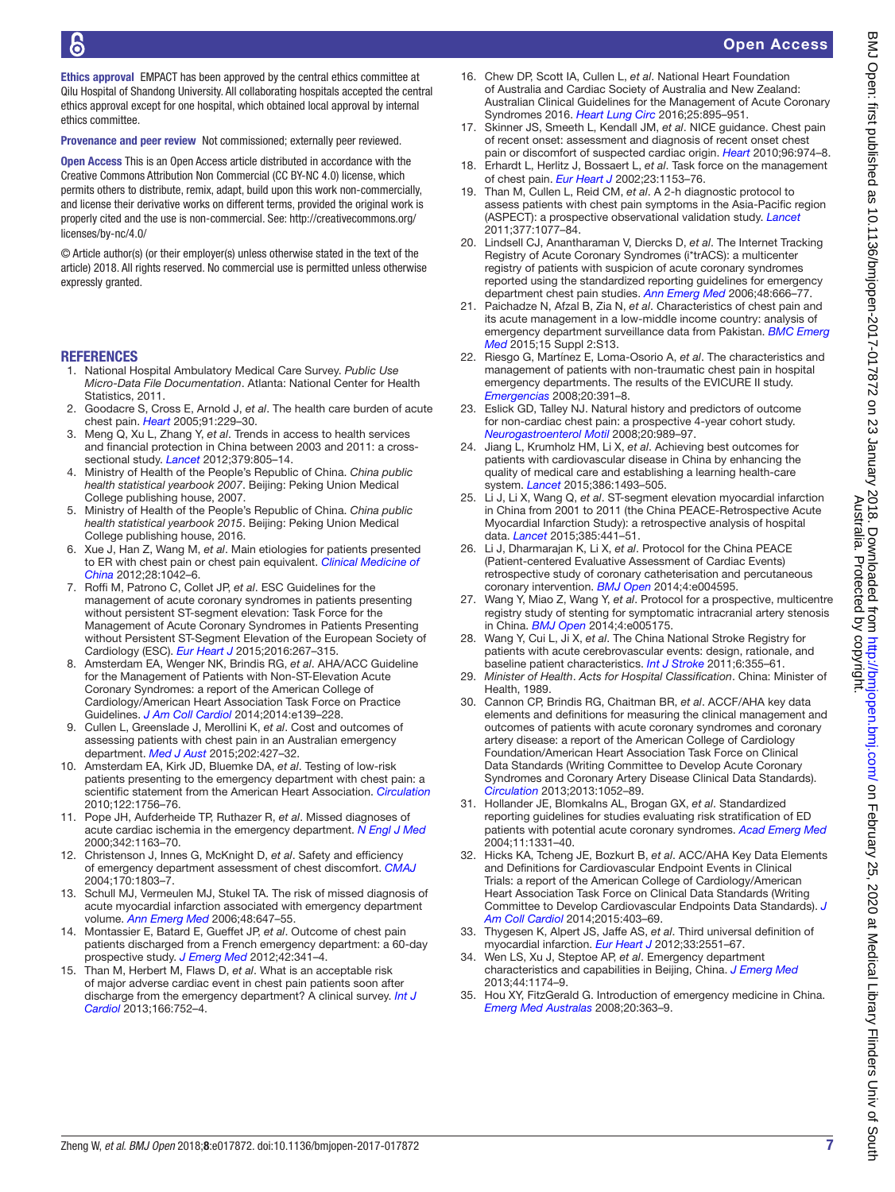**Ethics approval** EMPACT has been approved by the central ethics committee at Qilu Hospital of Shandong University. All collaborating hospitals accepted the central ethics approval except for one hospital, which obtained local approval by internal ethics committee.

**Provenance and peer review** Not commissioned; externally peer reviewed.

**Open Access** This is an Open Access article distributed in accordance with the Creative Commons Attribution Non Commercial (CC BY-NC 4.0) license, which permits others to distribute, remix, adapt, build upon this work non-commercially, and license their derivative works on different terms, provided the original work is properly cited and the use is non-commercial. See: http://creativecommons.org/licenses/by-nc/4.0/

© Article author(s) (or their employer(s) unless otherwise stated in the text of the article) 2018. All rights reserved. No commercial use is permitted unless otherwise expressly granted.

## REFERENCES

1. National Hospital Ambulatory Medical Care Survey. *Public Use Micro-Data File Documentation*. Atlanta: National Center for Health Statistics, 2011.
2. Goodacre S, Cross E, Arnold J, *et al*. The health care burden of acute chest pain. *Heart* 2005;91:229–30.
3. Meng Q, Xu L, Zhang Y, *et al*. Trends in access to health services and financial protection in China between 2003 and 2011: a cross-sectional study. *Lancet* 2012;379:805–14.
4. Ministry of Health of the People's Republic of China. *China public health statistical yearbook 2007*. Beijing: Peking Union Medical College publishing house, 2007.
5. Ministry of Health of the People's Republic of China. *China public health statistical yearbook 2015*. Beijing: Peking Union Medical College publishing house, 2016.
6. Xue J, Han Z, Wang M, *et al*. Main etiologies for patients presented to ER with chest pain or chest pain equivalent. *Clinical Medicine of China* 2012;28:1042–6.
7. Roffi M, Patrono C, Collet JP, *et al*. ESC Guidelines for the management of acute coronary syndromes in patients presenting without persistent ST-segment elevation: Task Force for the Management of Acute Coronary Syndromes in Patients Presenting without Persistent ST-Segment Elevation of the European Society of Cardiology (ESC). *Eur Heart J* 2015;2016:267–315.
8. Amsterdam EA, Wenger NK, Brindis RG, *et al*. AHA/ACC Guideline for the Management of Patients with Non-ST-Elevation Acute Coronary Syndromes: a report of the American College of Cardiology/American Heart Association Task Force on Practice Guidelines. *J Am Coll Cardiol* 2014;2014:e139–228.
9. Cullen L, Greenslade J, Merollini K, *et al*. Cost and outcomes of assessing patients with chest pain in an Australian emergency department. *Med J Aust* 2015;202:427–32.
10. Amsterdam EA, Kirk JD, Bluemke DA, *et al*. Testing of low-risk patients presenting to the emergency department with chest pain: a scientific statement from the American Heart Association. *Circulation* 2010;122:1756–76.
11. Pope JH, Aufderheide TP, Ruthazer R, *et al*. Missed diagnoses of acute cardiac ischemia in the emergency department. *N Engl J Med* 2000;342:1163–70.
12. Christenson J, Innes G, McKnight D, *et al*. Safety and efficiency of emergency department assessment of chest discomfort. *CMAJ* 2004;170:1803–7.
13. Schull MJ, Vermeulen MJ, Stukel TA. The risk of missed diagnosis of acute myocardial infarction associated with emergency department volume. *Ann Emerg Med* 2006;48:647–55.
14. Montassier E, Batard E, Gueffet JP, *et al*. Outcome of chest pain patients discharged from a French emergency department: a 60-day prospective study. *J Emerg Med* 2012;42:341–4.
15. Than M, Herbert M, Flaws D, *et al*. What is an acceptable risk of major adverse cardiac event in chest pain patients soon after discharge from the emergency department? A clinical survey. *Int J Cardiol* 2013;166:752–4.
16. Chew DP, Scott IA, Cullen L, *et al*. National Heart Foundation of Australia and Cardiac Society of Australia and New Zealand: Australian Clinical Guidelines for the Management of Acute Coronary Syndromes 2016. *Heart Lung Circ* 2016;25:895–951.
17. Skinner JS, Smeeth L, Kendall JM, *et al*. NICE guidance. Chest pain of recent onset: assessment and diagnosis of recent onset chest pain or discomfort of suspected cardiac origin. *Heart* 2010;96:974–8.
18. Erhardt L, Herlitz J, Bossaert L, *et al*. Task force on the management of chest pain. *Eur Heart J* 2002;23:1153–76.
19. Than M, Cullen L, Reid CM, *et al*. A 2-h diagnostic protocol to assess patients with chest pain symptoms in the Asia-Pacific region (ASPECT): a prospective observational validation study. *Lancet* 2011;377:1077–84.
20. Lindsell CJ, Anantharaman V, Diercks D, *et al*. The Internet Tracking Registry of Acute Coronary Syndromes (i*trACS): a multicenter registry of patients with suspicion of acute coronary syndromes reported using the standardized reporting guidelines for emergency department chest pain studies. *Ann Emerg Med* 2006;48:666–77.
21. Paichadze N, Afzal B, Zia N, *et al*. Characteristics of chest pain and its acute management in a low-middle income country: analysis of emergency department surveillance data from Pakistan. *BMC Emerg Med* 2015;15 Suppl 2:S13.
22. Riesgo G, Martínez E, Loma-Osorio A, *et al*. The characteristics and management of patients with non-traumatic chest pain in hospital emergency departments. The results of the EVICURE II study. *Emergencias* 2008;20:391–8.
23. Eslick GD, Talley NJ. Natural history and predictors of outcome for non-cardiac chest pain: a prospective 4-year cohort study. *Neurogastroenterol Motil* 2008;20:989–97.
24. Jiang L, Krumholz HM, Li X, *et al*. Achieving best outcomes for patients with cardiovascular disease in China by enhancing the quality of medical care and establishing a learning health-care system. *Lancet* 2015;386:1493–505.
25. Li J, Li X, Wang Q, *et al*. ST-segment elevation myocardial infarction in China from 2001 to 2011 (the China PEACE-Retrospective Acute Myocardial Infarction Study): a retrospective analysis of hospital data. *Lancet* 2015;385:441–51.
26. Li J, Dharmarajan K, Li X, *et al*. Protocol for the China PEACE (Patient-centered Evaluative Assessment of Cardiac Events) retrospective study of coronary catheterisation and percutaneous coronary intervention. *BMJ Open* 2014;4:e004595.
27. Wang Y, Miao Z, Wang Y, *et al*. Protocol for a prospective, multicentre registry study of stenting for symptomatic intracranial artery stenosis in China. *BMJ Open* 2014;4:e005175.
28. Wang Y, Cui L, Ji X, *et al*. The China National Stroke Registry for patients with acute cerebrovascular events: design, rationale, and baseline patient characteristics. *Int J Stroke* 2011;6:355–61.
29. *Minister of Health*. *Acts for Hospital Classification*. China: Minister of Health, 1989.
30. Cannon CP, Brindis RG, Chaitman BR, *et al*. ACCF/AHA key data elements and definitions for measuring the clinical management and outcomes of patients with acute coronary syndromes and coronary artery disease: a report of the American College of Cardiology Foundation/American Heart Association Task Force on Clinical Data Standards (Writing Committee to Develop Acute Coronary Syndromes and Coronary Artery Disease Clinical Data Standards). *Circulation* 2013;2013:1052–89.
31. Hollander JE, Blomkalns AL, Brogan GX, *et al*. Standardized reporting guidelines for studies evaluating risk stratification of ED patients with potential acute coronary syndromes. *Acad Emerg Med* 2004;11:1331–40.
32. Hicks KA, Tcheng JE, Bozkurt B, *et al*. ACC/AHA Key Data Elements and Definitions for Cardiovascular Endpoint Events in Clinical Trials: a report of the American College of Cardiology/American Heart Association Task Force on Clinical Data Standards (Writing Committee to Develop Cardiovascular Endpoints Data Standards). *J Am Coll Cardiol* 2014;2015:403–69.
33. Thygesen K, Alpert JS, Jaffe AS, *et al*. Third universal definition of myocardial infarction. *Eur Heart J* 2012;33:2551–67.
34. Wen LS, Xu J, Steptoe AP, *et al*. Emergency department characteristics and capabilities in Beijing, China. *J Emerg Med* 2013;44:1174–9.
35. Hou XY, FitzGerald G. Introduction of emergency medicine in China. *Emerg Med Australas* 2008;20:363–9.